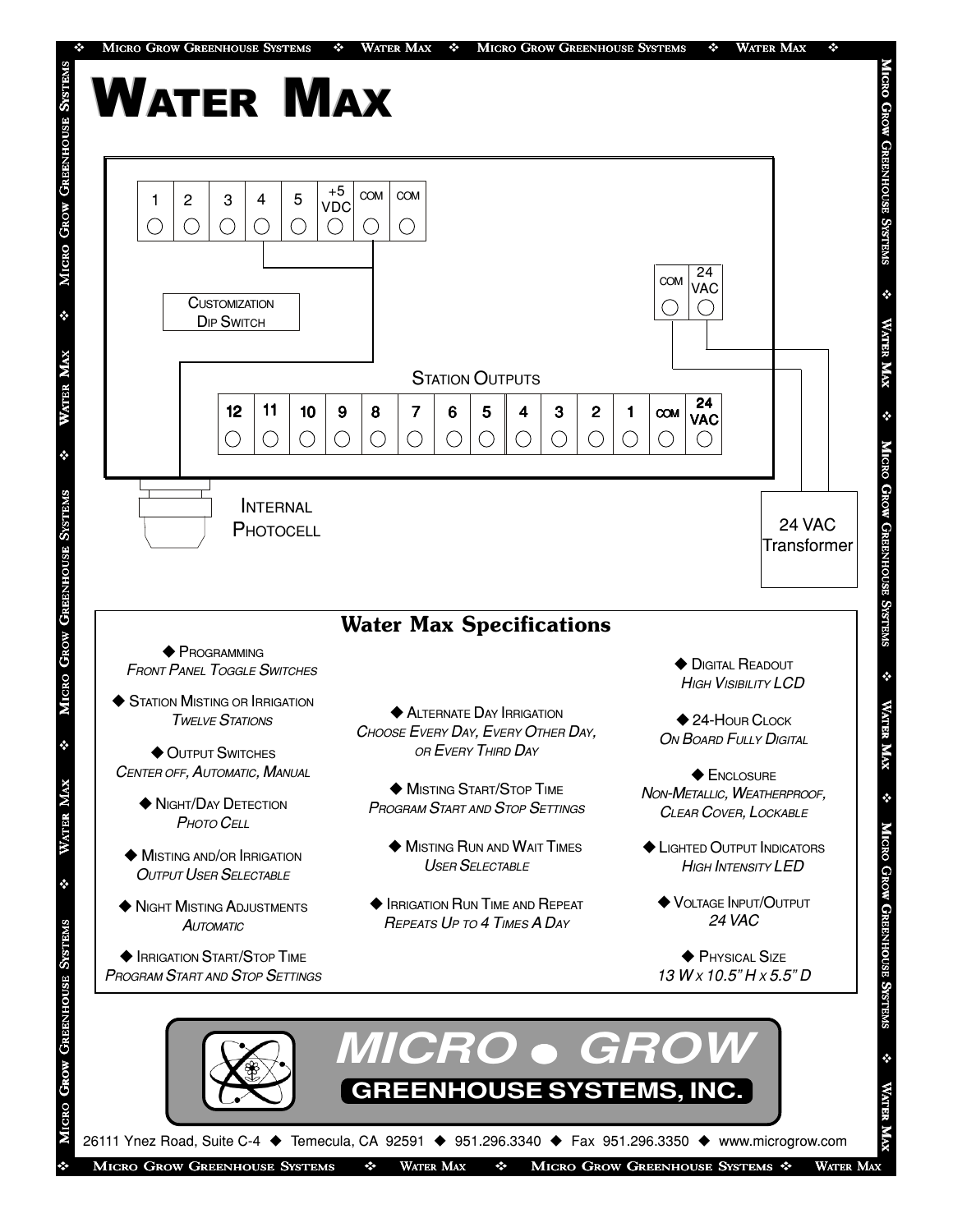# WATER MAX

1 2 3 4 5 +5 VDC COM COM

CUSTOMIZATION DIP SWITCH

COM 24 VAC

STATION OUTPUTS

12 11 10 9 8 7 6 5 4 3 2 1 COM 24 VAC

INTERNAL PHOTOCELL

24 VAC Transformer

## Water Max Specifications

- **PROGRAMMING**
  *FRONT PANEL TOGGLE SWITCHES*
- **STATION MISTING OR IRRIGATION**
  *TWELVE STATIONS*
- **OUTPUT SWITCHES**
  *CENTER OFF, AUTOMATIC, MANUAL*
- **NIGHT/DAY DETECTION**
  *PHOTO CELL*
- **MISTING AND/OR IRRIGATION**
  *OUTPUT USER SELECTABLE*
- **NIGHT MISTING ADJUSTMENTS**
  *AUTOMATIC*
- **IRRIGATION START/STOP TIME**
  *PROGRAM START AND STOP SETTINGS*
- **ALTERNATE DAY IRRIGATION**
  *CHOOSE EVERY DAY, EVERY OTHER DAY, OR EVERY THIRD DAY*
- **MISTING START/STOP TIME**
  *PROGRAM START AND STOP SETTINGS*
- **MISTING RUN AND WAIT TIMES**
  *USER SELECTABLE*
- **IRRIGATION RUN TIME AND REPEAT**
  *REPEATS UP TO 4 TIMES A DAY*
- **DIGITAL READOUT**
  *HIGH VISIBILITY LCD*
- **24-HOUR CLOCK**
  *ON BOARD FULLY DIGITAL*
- **ENCLOSURE**
  *NON-METALLIC, WEATHERPROOF, CLEAR COVER, LOCKABLE*
- **LIGHTED OUTPUT INDICATORS**
  *HIGH INTENSITY LED*
- **VOLTAGE INPUT/OUTPUT**
  *24 VAC*
- **PHYSICAL SIZE**
  *13 W x 10.5" H x 5.5" D*

**MICRO • GROW**
**GREENHOUSE SYSTEMS, INC.**

26111 Ynez Road, Suite C-4 ◆ Temecula, CA 92591 ◆ 951.296.3340 ◆ Fax 951.296.3350 ◆ www.microgrow.com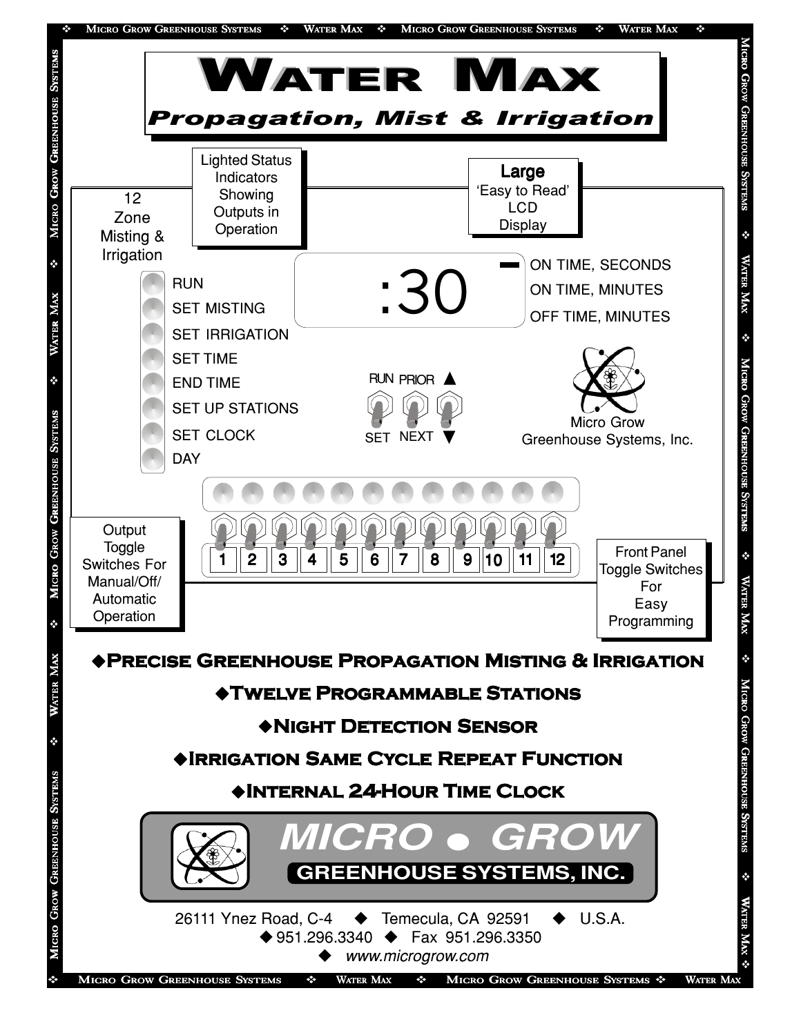# WATER MAX

## *Propagation, Mist & Irrigation*

Lighted Status Indicators Showing Outputs in Operation

**Large** 'Easy to Read' LCD Display

12 Zone Misting & Irrigation

RUN
SET MISTING
SET IRRIGATION
SET TIME
END TIME
SET UP STATIONS
SET CLOCK
DAY

:30

ON TIME, SECONDS
ON TIME, MINUTES
OFF TIME, MINUTES

RUN PRIOR ▲
SET NEXT ▼

Micro Grow Greenhouse Systems, Inc.

1 2 3 4 5 6 7 8 9 10 11 12

Output Toggle Switches For Manual/Off/ Automatic Operation

Front Panel Toggle Switches For Easy Programming

- **Precise Greenhouse Propagation Misting & Irrigation**
- **Twelve Programmable Stations**
- **Night Detection Sensor**
- **Irrigation Same Cycle Repeat Function**
- **Internal 24-Hour Time Clock**

**MICRO • GROW**
**GREENHOUSE SYSTEMS, INC.**

26111 Ynez Road, C-4 ◆ Temecula, CA 92591 ◆ U.S.A.
◆ 951.296.3340 ◆ Fax 951.296.3350
◆ *www.microgrow.com*